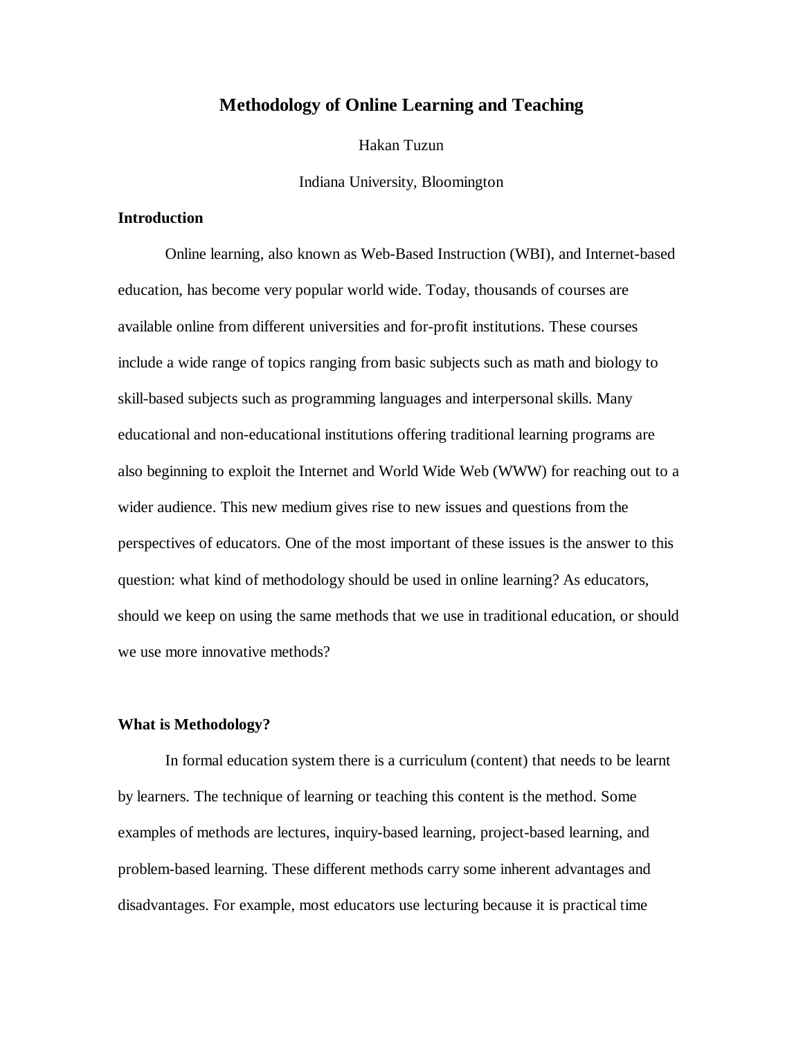# Methodology of Online Learning and Teaching

Hakan Tuzun

Indiana University, Bloomington

## Introduction

Online learning, also known as Web-Based Instruction (WBI), and Internet-based education, has become very popular world wide. Today, thousands of courses are available online from different universities and for-profit institutions. These courses include a wide range of topics ranging from basic subjects such as math and biology to skill-based subjects such as programming languages and interpersonal skills. Many educational and non-educational institutions offering traditional learning programs are also beginning to exploit the Internet and World Wide Web (WWW) for reaching out to a wider audience. This new medium gives rise to new issues and questions from the perspectives of educators. One of the most important of these issues is the answer to this question: what kind of methodology should be used in online learning? As educators, should we keep on using the same methods that we use in traditional education, or should we use more innovative methods?

## What is Methodology?

In formal education system there is a curriculum (content) that needs to be learnt by learners. The technique of learning or teaching this content is the method. Some examples of methods are lectures, inquiry-based learning, project-based learning, and problem-based learning. These different methods carry some inherent advantages and disadvantages. For example, most educators use lecturing because it is practical time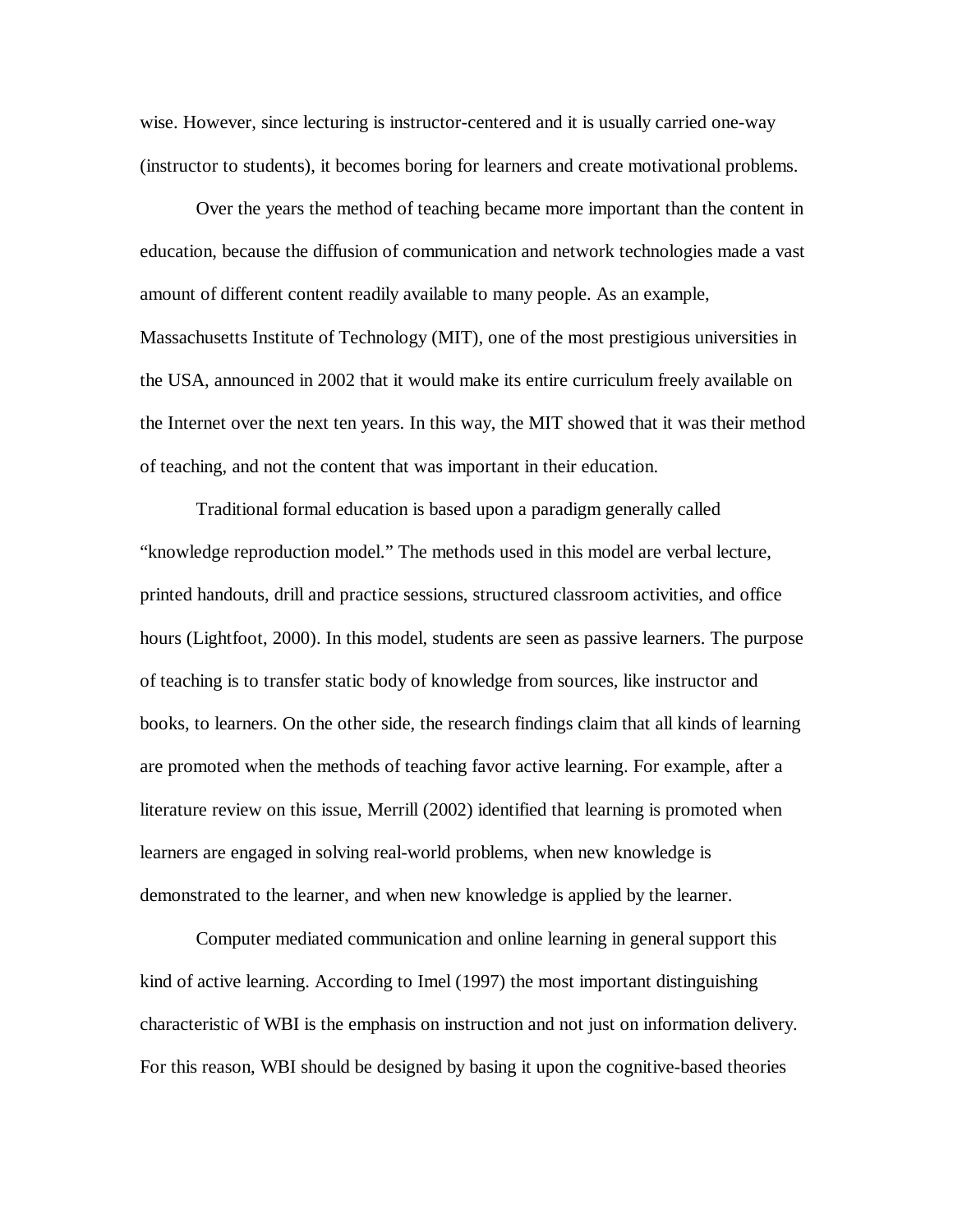wise. However, since lecturing is instructor-centered and it is usually carried one-way (instructor to students), it becomes boring for learners and create motivational problems.

Over the years the method of teaching became more important than the content in education, because the diffusion of communication and network technologies made a vast amount of different content readily available to many people. As an example, Massachusetts Institute of Technology (MIT), one of the most prestigious universities in the USA, announced in 2002 that it would make its entire curriculum freely available on the Internet over the next ten years. In this way, the MIT showed that it was their method of teaching, and not the content that was important in their education.

Traditional formal education is based upon a paradigm generally called "knowledge reproduction model." The methods used in this model are verbal lecture, printed handouts, drill and practice sessions, structured classroom activities, and office hours (Lightfoot, 2000). In this model, students are seen as passive learners. The purpose of teaching is to transfer static body of knowledge from sources, like instructor and books, to learners. On the other side, the research findings claim that all kinds of learning are promoted when the methods of teaching favor active learning. For example, after a literature review on this issue, Merrill (2002) identified that learning is promoted when learners are engaged in solving real-world problems, when new knowledge is demonstrated to the learner, and when new knowledge is applied by the learner.

Computer mediated communication and online learning in general support this kind of active learning. According to Imel (1997) the most important distinguishing characteristic of WBI is the emphasis on instruction and not just on information delivery. For this reason, WBI should be designed by basing it upon the cognitive-based theories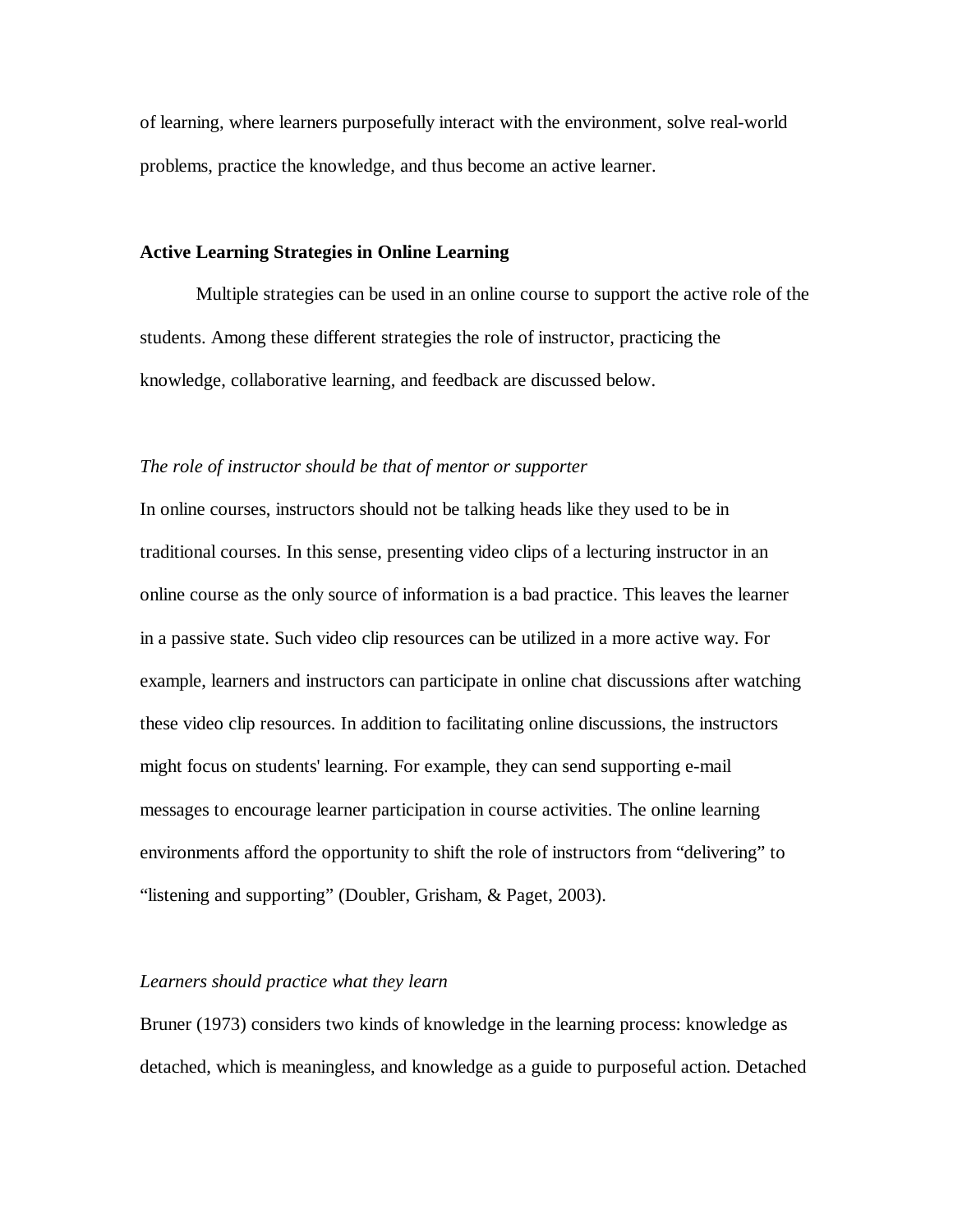of learning, where learners purposefully interact with the environment, solve real-world problems, practice the knowledge, and thus become an active learner.

## Active Learning Strategies in Online Learning

Multiple strategies can be used in an online course to support the active role of the students. Among these different strategies the role of instructor, practicing the knowledge, collaborative learning, and feedback are discussed below.

### *The role of instructor should be that of mentor or supporter*

In online courses, instructors should not be talking heads like they used to be in traditional courses. In this sense, presenting video clips of a lecturing instructor in an online course as the only source of information is a bad practice. This leaves the learner in a passive state. Such video clip resources can be utilized in a more active way. For example, learners and instructors can participate in online chat discussions after watching these video clip resources. In addition to facilitating online discussions, the instructors might focus on students' learning. For example, they can send supporting e-mail messages to encourage learner participation in course activities. The online learning environments afford the opportunity to shift the role of instructors from "delivering" to "listening and supporting" (Doubler, Grisham, & Paget, 2003).

### *Learners should practice what they learn*

Bruner (1973) considers two kinds of knowledge in the learning process: knowledge as detached, which is meaningless, and knowledge as a guide to purposeful action. Detached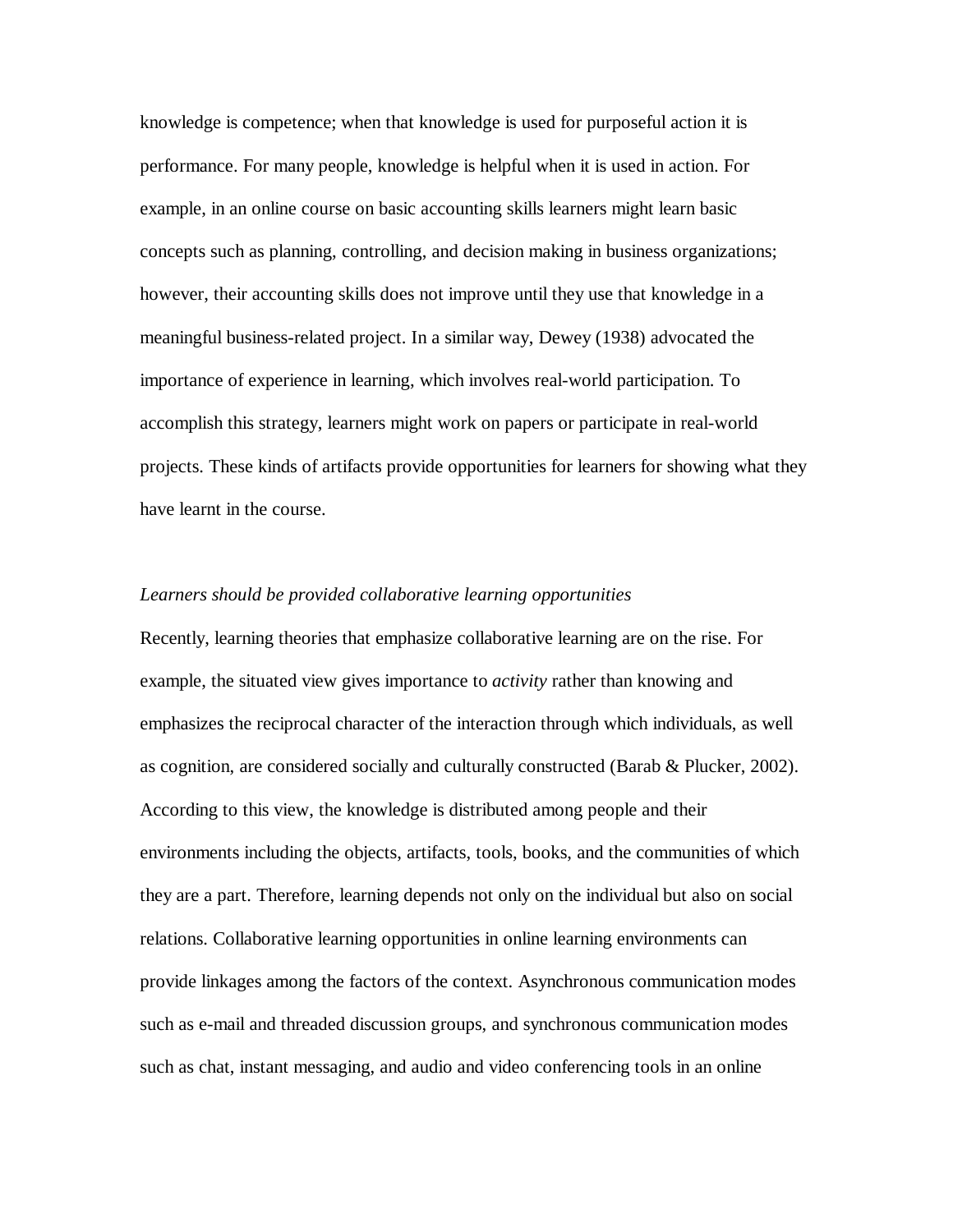knowledge is competence; when that knowledge is used for purposeful action it is performance. For many people, knowledge is helpful when it is used in action. For example, in an online course on basic accounting skills learners might learn basic concepts such as planning, controlling, and decision making in business organizations; however, their accounting skills does not improve until they use that knowledge in a meaningful business-related project. In a similar way, Dewey (1938) advocated the importance of experience in learning, which involves real-world participation. To accomplish this strategy, learners might work on papers or participate in real-world projects. These kinds of artifacts provide opportunities for learners for showing what they have learnt in the course.

*Learners should be provided collaborative learning opportunities*

Recently, learning theories that emphasize collaborative learning are on the rise. For example, the situated view gives importance to *activity* rather than knowing and emphasizes the reciprocal character of the interaction through which individuals, as well as cognition, are considered socially and culturally constructed (Barab & Plucker, 2002). According to this view, the knowledge is distributed among people and their environments including the objects, artifacts, tools, books, and the communities of which they are a part. Therefore, learning depends not only on the individual but also on social relations. Collaborative learning opportunities in online learning environments can provide linkages among the factors of the context. Asynchronous communication modes such as e-mail and threaded discussion groups, and synchronous communication modes such as chat, instant messaging, and audio and video conferencing tools in an online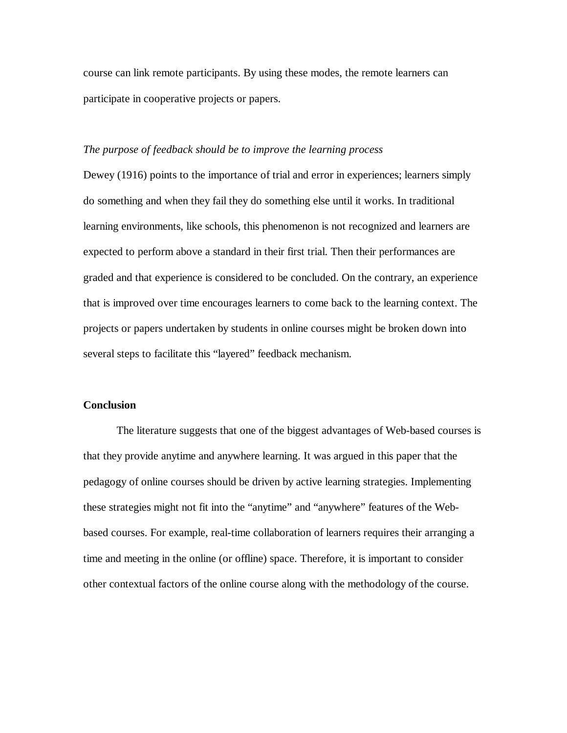course can link remote participants. By using these modes, the remote learners can participate in cooperative projects or papers.

*The purpose of feedback should be to improve the learning process*

Dewey (1916) points to the importance of trial and error in experiences; learners simply do something and when they fail they do something else until it works. In traditional learning environments, like schools, this phenomenon is not recognized and learners are expected to perform above a standard in their first trial. Then their performances are graded and that experience is considered to be concluded. On the contrary, an experience that is improved over time encourages learners to come back to the learning context. The projects or papers undertaken by students in online courses might be broken down into several steps to facilitate this "layered" feedback mechanism.

## Conclusion

The literature suggests that one of the biggest advantages of Web-based courses is that they provide anytime and anywhere learning. It was argued in this paper that the pedagogy of online courses should be driven by active learning strategies. Implementing these strategies might not fit into the "anytime" and "anywhere" features of the Web-based courses. For example, real-time collaboration of learners requires their arranging a time and meeting in the online (or offline) space. Therefore, it is important to consider other contextual factors of the online course along with the methodology of the course.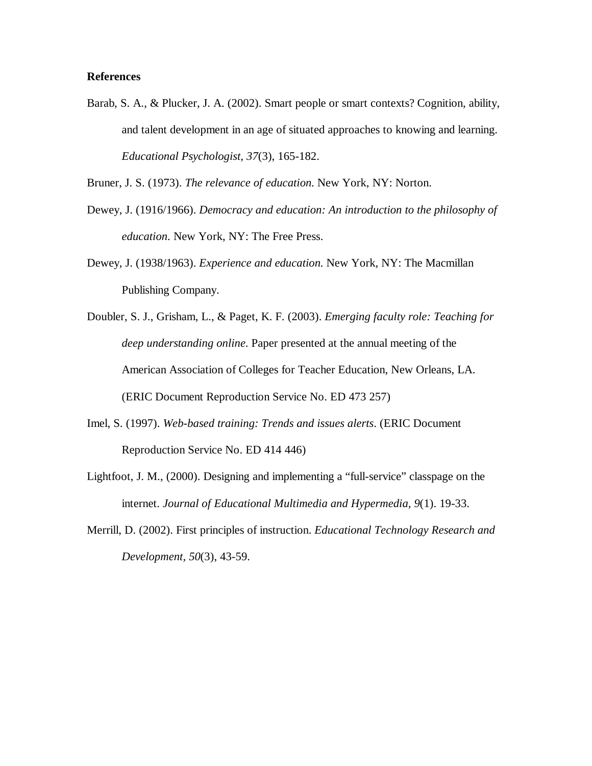**References**

Barab, S. A., & Plucker, J. A. (2002). Smart people or smart contexts? Cognition, ability, and talent development in an age of situated approaches to knowing and learning. *Educational Psychologist*, *37*(3), 165-182.

Bruner, J. S. (1973). *The relevance of education*. New York, NY: Norton.

Dewey, J. (1916/1966). *Democracy and education: An introduction to the philosophy of education*. New York, NY: The Free Press.

Dewey, J. (1938/1963). *Experience and education.* New York, NY: The Macmillan Publishing Company.

Doubler, S. J., Grisham, L., & Paget, K. F. (2003). *Emerging faculty role: Teaching for deep understanding online*. Paper presented at the annual meeting of the American Association of Colleges for Teacher Education, New Orleans, LA. (ERIC Document Reproduction Service No. ED 473 257)

Imel, S. (1997). *Web-based training: Trends and issues alerts*. (ERIC Document Reproduction Service No. ED 414 446)

Lightfoot, J. M., (2000). Designing and implementing a "full-service" classpage on the internet. *Journal of Educational Multimedia and Hypermedia*, *9*(1). 19-33.

Merrill, D. (2002). First principles of instruction. *Educational Technology Research and Development*, *50*(3), 43-59.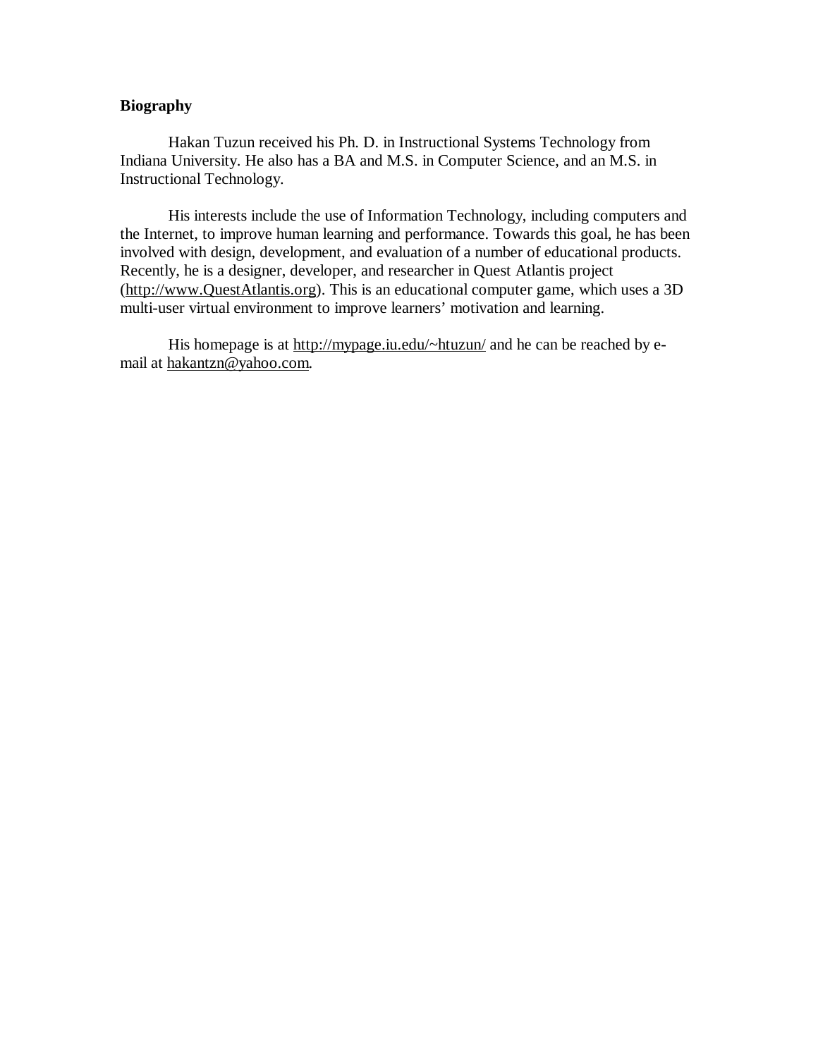**Biography**

Hakan Tuzun received his Ph. D. in Instructional Systems Technology from Indiana University. He also has a BA and M.S. in Computer Science, and an M.S. in Instructional Technology.

His interests include the use of Information Technology, including computers and the Internet, to improve human learning and performance. Towards this goal, he has been involved with design, development, and evaluation of a number of educational products. Recently, he is a designer, developer, and researcher in Quest Atlantis project (http://www.QuestAtlantis.org). This is an educational computer game, which uses a 3D multi-user virtual environment to improve learners' motivation and learning.

His homepage is at http://mypage.iu.edu/~htuzun/ and he can be reached by e-mail at hakantzn@yahoo.com.